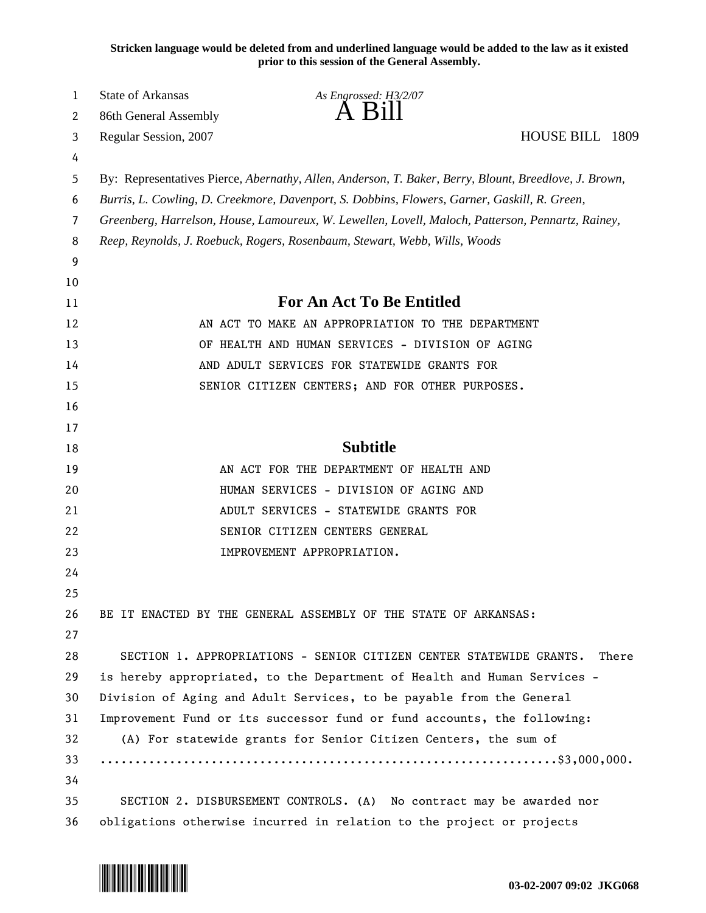**Stricken language would be deleted from and underlined language would be added to the law as it existed prior to this session of the General Assembly.**

State of Arkansas *As Engrossed: H3/2/07*
86th General Assembly

# A Bill

Regular Session, 2007 HOUSE BILL 1809

By: Representatives Pierce, *Abernathy, Allen, Anderson, T. Baker, Berry, Blount, Breedlove, J. Brown, Burris, L. Cowling, D. Creekmore, Davenport, S. Dobbins, Flowers, Garner, Gaskill, R. Green, Greenberg, Harrelson, House, Lamoureux, W. Lewellen, Lovell, Maloch, Patterson, Pennartz, Rainey, Reep, Reynolds, J. Roebuck, Rogers, Rosenbaum, Stewart, Webb, Wills, Woods*

## For An Act To Be Entitled

AN ACT TO MAKE AN APPROPRIATION TO THE DEPARTMENT OF HEALTH AND HUMAN SERVICES - DIVISION OF AGING AND ADULT SERVICES FOR STATEWIDE GRANTS FOR SENIOR CITIZEN CENTERS; AND FOR OTHER PURPOSES.

## Subtitle

AN ACT FOR THE DEPARTMENT OF HEALTH AND HUMAN SERVICES - DIVISION OF AGING AND ADULT SERVICES - STATEWIDE GRANTS FOR SENIOR CITIZEN CENTERS GENERAL IMPROVEMENT APPROPRIATION.

BE IT ENACTED BY THE GENERAL ASSEMBLY OF THE STATE OF ARKANSAS:

SECTION 1. APPROPRIATIONS - SENIOR CITIZEN CENTER STATEWIDE GRANTS. There is hereby appropriated, to the Department of Health and Human Services - Division of Aging and Adult Services, to be payable from the General Improvement Fund or its successor fund or fund accounts, the following:

(A) For statewide grants for Senior Citizen Centers, the sum of ..............................................................$3,000,000.

SECTION 2. DISBURSEMENT CONTROLS. (A) No contract may be awarded nor obligations otherwise incurred in relation to the project or projects

03-02-2007 09:02 JKG068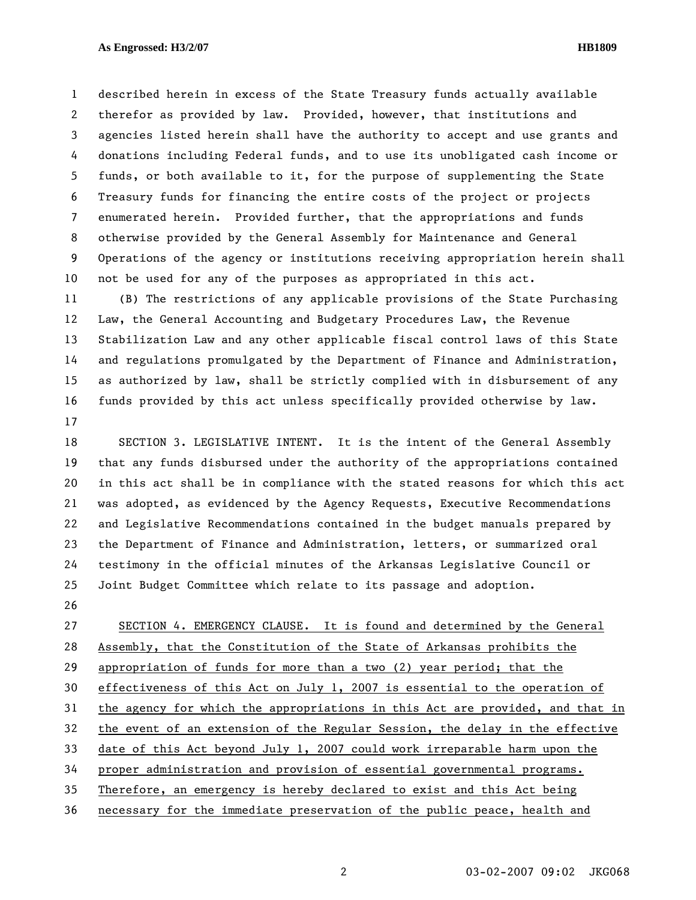described herein in excess of the State Treasury funds actually available therefor as provided by law. Provided, however, that institutions and agencies listed herein shall have the authority to accept and use grants and donations including Federal funds, and to use its unobligated cash income or funds, or both available to it, for the purpose of supplementing the State Treasury funds for financing the entire costs of the project or projects enumerated herein. Provided further, that the appropriations and funds otherwise provided by the General Assembly for Maintenance and General Operations of the agency or institutions receiving appropriation herein shall not be used for any of the purposes as appropriated in this act.

(B) The restrictions of any applicable provisions of the State Purchasing Law, the General Accounting and Budgetary Procedures Law, the Revenue Stabilization Law and any other applicable fiscal control laws of this State and regulations promulgated by the Department of Finance and Administration, as authorized by law, shall be strictly complied with in disbursement of any funds provided by this act unless specifically provided otherwise by law.

SECTION 3. LEGISLATIVE INTENT. It is the intent of the General Assembly that any funds disbursed under the authority of the appropriations contained in this act shall be in compliance with the stated reasons for which this act was adopted, as evidenced by the Agency Requests, Executive Recommendations and Legislative Recommendations contained in the budget manuals prepared by the Department of Finance and Administration, letters, or summarized oral testimony in the official minutes of the Arkansas Legislative Council or Joint Budget Committee which relate to its passage and adoption.

SECTION 4. EMERGENCY CLAUSE. It is found and determined by the General Assembly, that the Constitution of the State of Arkansas prohibits the appropriation of funds for more than a two (2) year period; that the effectiveness of this Act on July 1, 2007 is essential to the operation of the agency for which the appropriations in this Act are provided, and that in the event of an extension of the Regular Session, the delay in the effective date of this Act beyond July 1, 2007 could work irreparable harm upon the proper administration and provision of essential governmental programs. Therefore, an emergency is hereby declared to exist and this Act being necessary for the immediate preservation of the public peace, health and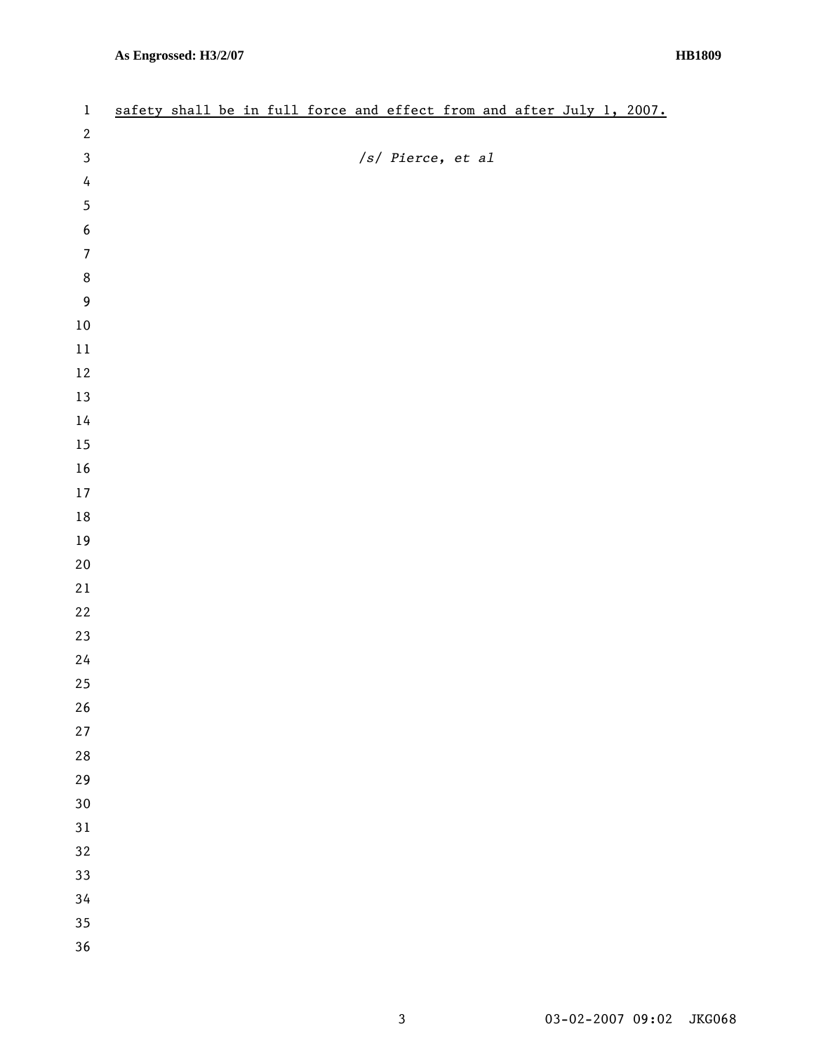<u>safety shall be in full force and effect from and after July 1, 2007.</u>

*/s/ Pierce, et al*